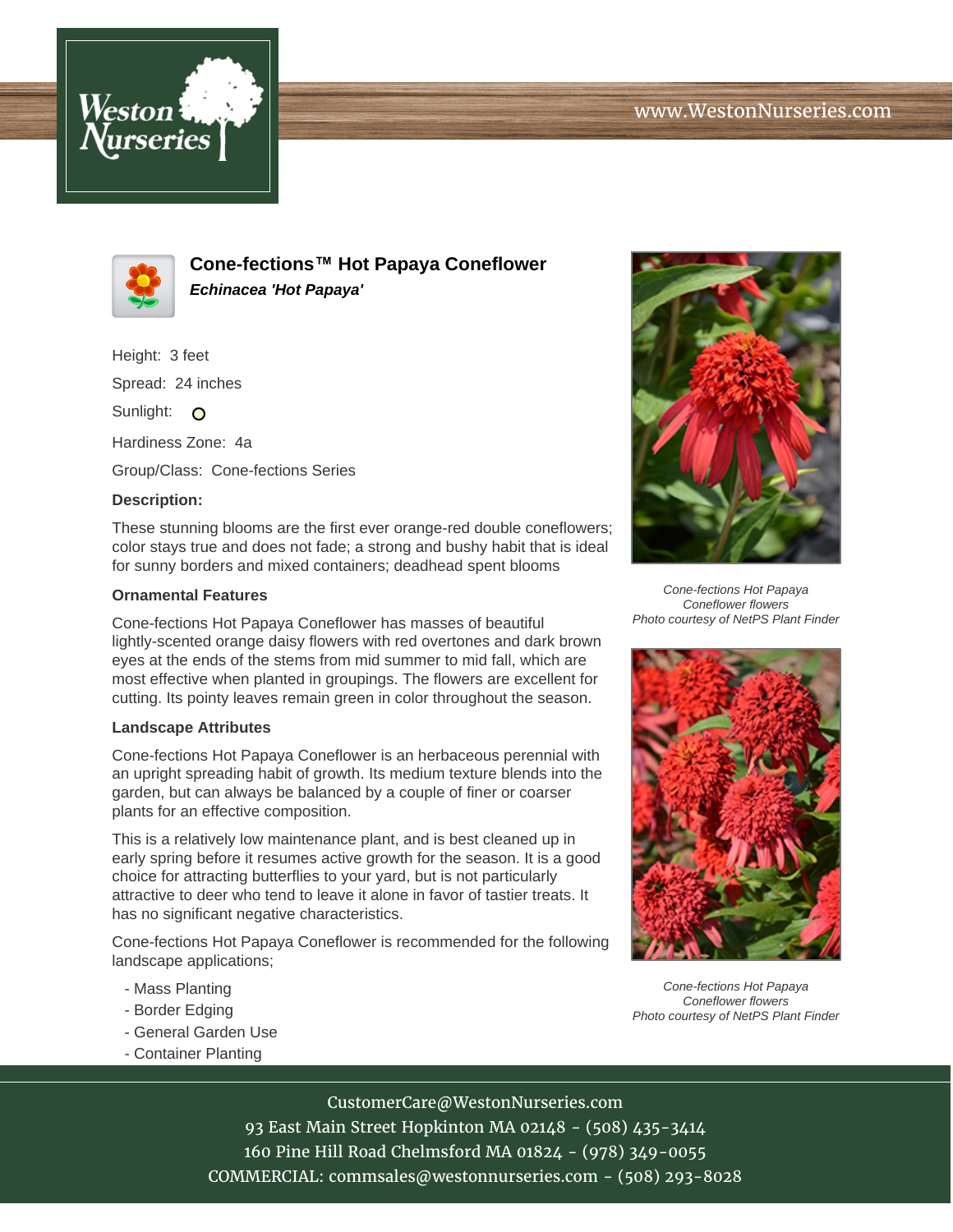# Cone-fections™ Hot Papaya Coneflower

***Echinacea 'Hot Papaya'***

Height: 3 feet

Spread: 24 inches

Sunlight: ○

Hardiness Zone: 4a

Group/Class: Cone-fections Series

**Description:**

These stunning blooms are the first ever orange-red double coneflowers; color stays true and does not fade; a strong and bushy habit that is ideal for sunny borders and mixed containers; deadhead spent blooms

### Ornamental Features

Cone-fections Hot Papaya Coneflower has masses of beautiful lightly-scented orange daisy flowers with red overtones and dark brown eyes at the ends of the stems from mid summer to mid fall, which are most effective when planted in groupings. The flowers are excellent for cutting. Its pointy leaves remain green in color throughout the season.

### Landscape Attributes

Cone-fections Hot Papaya Coneflower is an herbaceous perennial with an upright spreading habit of growth. Its medium texture blends into the garden, but can always be balanced by a couple of finer or coarser plants for an effective composition.

This is a relatively low maintenance plant, and is best cleaned up in early spring before it resumes active growth for the season. It is a good choice for attracting butterflies to your yard, but is not particularly attractive to deer who tend to leave it alone in favor of tastier treats. It has no significant negative characteristics.

Cone-fections Hot Papaya Coneflower is recommended for the following landscape applications;

- Mass Planting
- Border Edging
- General Garden Use
- Container Planting

*Cone-fections Hot Papaya Coneflower flowers*
*Photo courtesy of NetPS Plant Finder*

*Cone-fections Hot Papaya Coneflower flowers*
*Photo courtesy of NetPS Plant Finder*

CustomerCare@WestonNurseries.com
93 East Main Street Hopkinton MA 02148 - (508) 435-3414
160 Pine Hill Road Chelmsford MA 01824 - (978) 349-0055
COMMERCIAL: commsales@westonnurseries.com - (508) 293-8028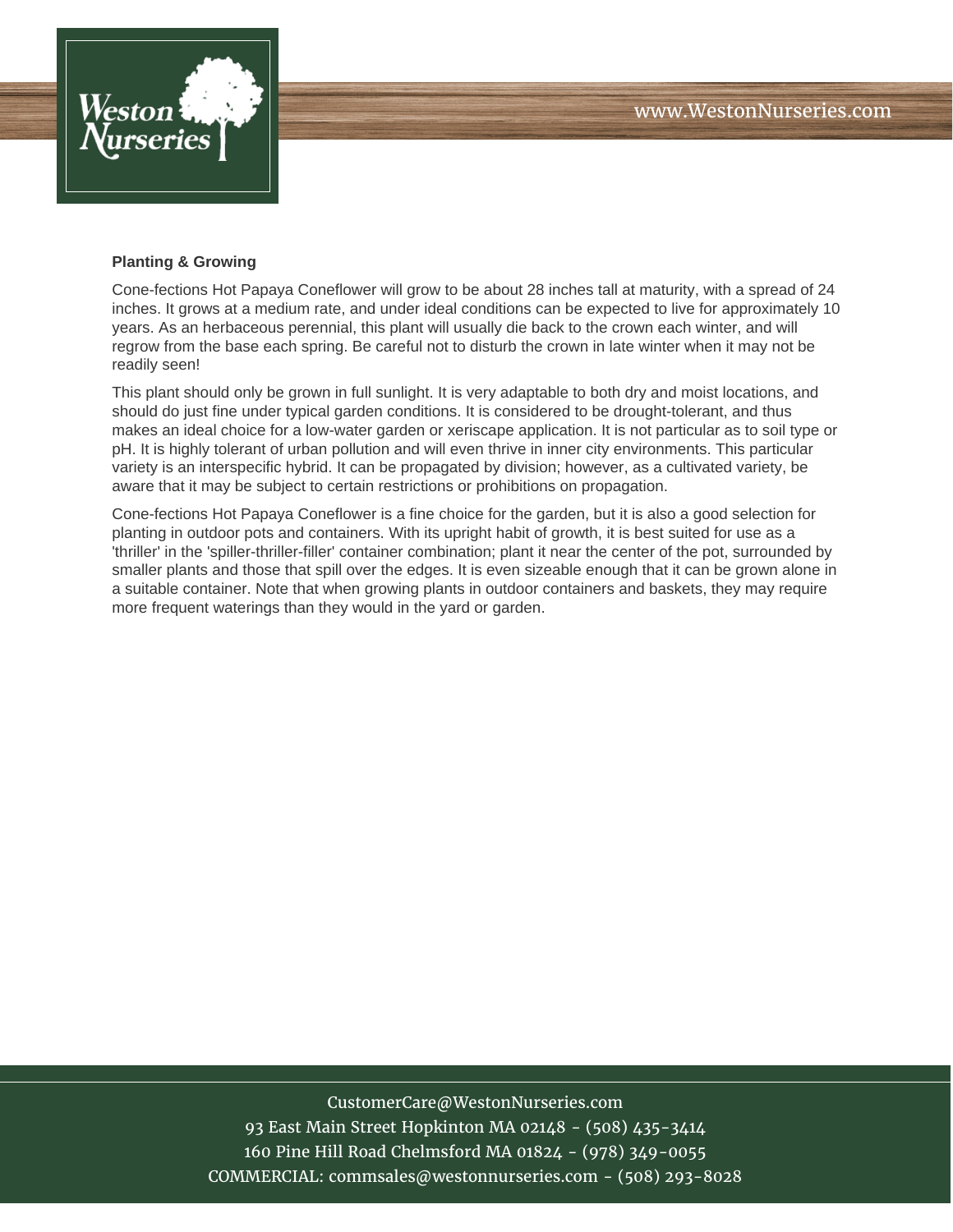**Planting & Growing**

Cone-fections Hot Papaya Coneflower will grow to be about 28 inches tall at maturity, with a spread of 24 inches. It grows at a medium rate, and under ideal conditions can be expected to live for approximately 10 years. As an herbaceous perennial, this plant will usually die back to the crown each winter, and will regrow from the base each spring. Be careful not to disturb the crown in late winter when it may not be readily seen!

This plant should only be grown in full sunlight. It is very adaptable to both dry and moist locations, and should do just fine under typical garden conditions. It is considered to be drought-tolerant, and thus makes an ideal choice for a low-water garden or xeriscape application. It is not particular as to soil type or pH. It is highly tolerant of urban pollution and will even thrive in inner city environments. This particular variety is an interspecific hybrid. It can be propagated by division; however, as a cultivated variety, be aware that it may be subject to certain restrictions or prohibitions on propagation.

Cone-fections Hot Papaya Coneflower is a fine choice for the garden, but it is also a good selection for planting in outdoor pots and containers. With its upright habit of growth, it is best suited for use as a 'thriller' in the 'spiller-thriller-filler' container combination; plant it near the center of the pot, surrounded by smaller plants and those that spill over the edges. It is even sizeable enough that it can be grown alone in a suitable container. Note that when growing plants in outdoor containers and baskets, they may require more frequent waterings than they would in the yard or garden.